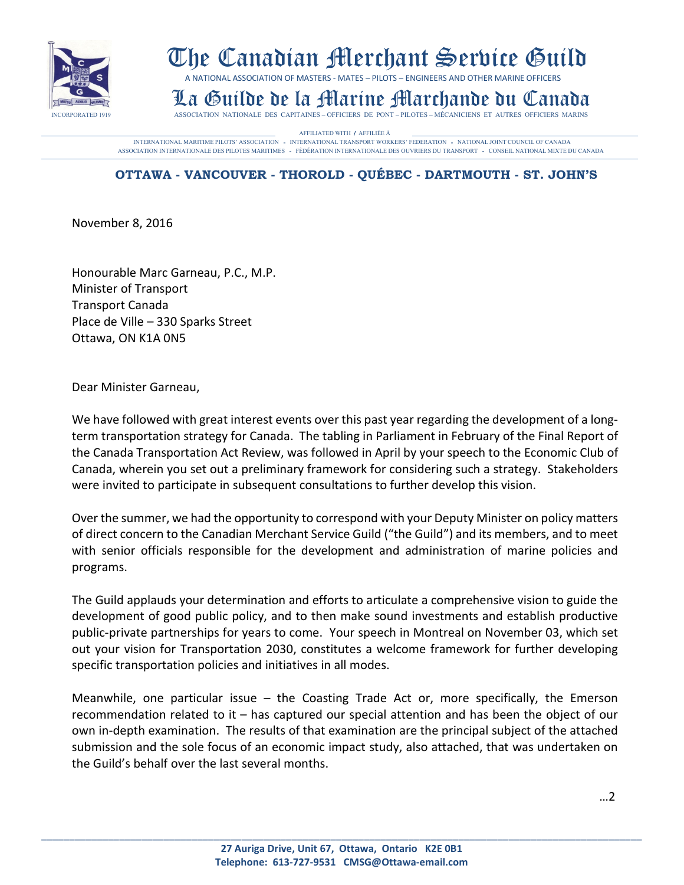# The Canadian Merchant Service Guild

A NATIONAL ASSOCIATION OF MASTERS - MATES – PILOTS – ENGINEERS AND OTHER MARINE OFFICERS

# La Guilde de la Marine Marchande du Canada

ASSOCIATION NATIONALE DES CAPITAINES – OFFICIERS DE PONT – PILOTES – MÉCANICIENS ET AUTRES OFFICIERS MARINS

INCORPORATED 1919

AFFILIATED WITH / AFFILIÉE À

INTERNATIONAL MARITIME PILOTS' ASSOCIATION - INTERNATIONAL TRANSPORT WORKERS' FEDERATION - NATIONAL JOINT COUNCIL OF CANADA

ASSOCIATION INTERNATIONALE DES PILOTES MARITIMES - FÉDÉRATION INTERNATIONALE DES OUVRIERS DU TRANSPORT - CONSEIL NATIONAL MIXTE DU CANADA

**OTTAWA - VANCOUVER - THOROLD - QUÉBEC - DARTMOUTH - ST. JOHN'S**

November 8, 2016

Honourable Marc Garneau, P.C., M.P.
Minister of Transport
Transport Canada
Place de Ville – 330 Sparks Street
Ottawa, ON K1A 0N5

Dear Minister Garneau,

We have followed with great interest events over this past year regarding the development of a long-term transportation strategy for Canada. The tabling in Parliament in February of the Final Report of the Canada Transportation Act Review, was followed in April by your speech to the Economic Club of Canada, wherein you set out a preliminary framework for considering such a strategy. Stakeholders were invited to participate in subsequent consultations to further develop this vision.

Over the summer, we had the opportunity to correspond with your Deputy Minister on policy matters of direct concern to the Canadian Merchant Service Guild ("the Guild") and its members, and to meet with senior officials responsible for the development and administration of marine policies and programs.

The Guild applauds your determination and efforts to articulate a comprehensive vision to guide the development of good public policy, and to then make sound investments and establish productive public-private partnerships for years to come. Your speech in Montreal on November 03, which set out your vision for Transportation 2030, constitutes a welcome framework for further developing specific transportation policies and initiatives in all modes.

Meanwhile, one particular issue – the Coasting Trade Act or, more specifically, the Emerson recommendation related to it – has captured our special attention and has been the object of our own in-depth examination. The results of that examination are the principal subject of the attached submission and the sole focus of an economic impact study, also attached, that was undertaken on the Guild's behalf over the last several months.

…2

**27 Auriga Drive, Unit 67, Ottawa, Ontario K2E 0B1**
**Telephone: 613-727-9531 CMSG@Ottawa-email.com**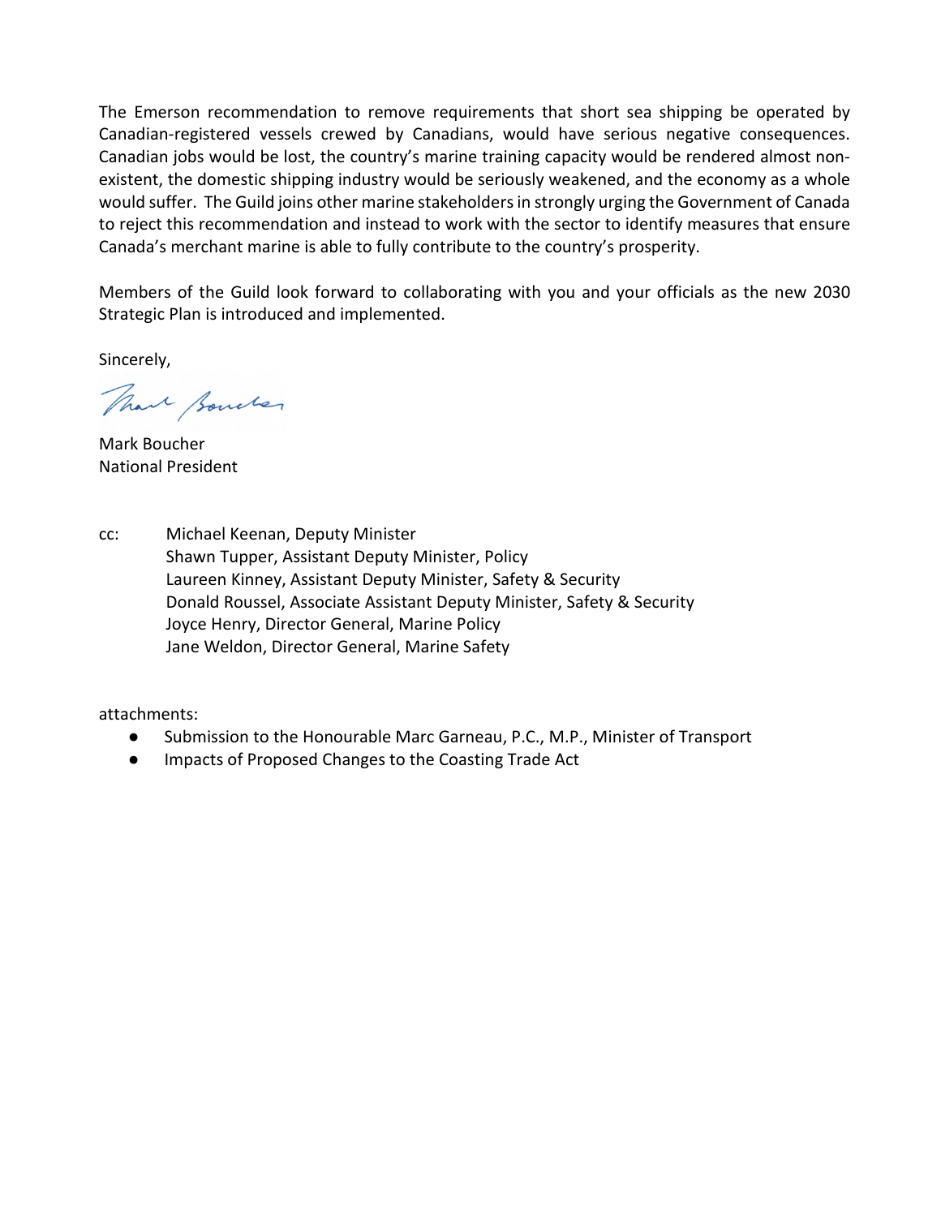The Emerson recommendation to remove requirements that short sea shipping be operated by Canadian-registered vessels crewed by Canadians, would have serious negative consequences. Canadian jobs would be lost, the country's marine training capacity would be rendered almost non-existent, the domestic shipping industry would be seriously weakened, and the economy as a whole would suffer. The Guild joins other marine stakeholders in strongly urging the Government of Canada to reject this recommendation and instead to work with the sector to identify measures that ensure Canada's merchant marine is able to fully contribute to the country's prosperity.

Members of the Guild look forward to collaborating with you and your officials as the new 2030 Strategic Plan is introduced and implemented.

Sincerely,

Mark Boucher
National President

cc: Michael Keenan, Deputy Minister
Shawn Tupper, Assistant Deputy Minister, Policy
Laureen Kinney, Assistant Deputy Minister, Safety & Security
Donald Roussel, Associate Assistant Deputy Minister, Safety & Security
Joyce Henry, Director General, Marine Policy
Jane Weldon, Director General, Marine Safety

attachments:

- Submission to the Honourable Marc Garneau, P.C., M.P., Minister of Transport
- Impacts of Proposed Changes to the Coasting Trade Act